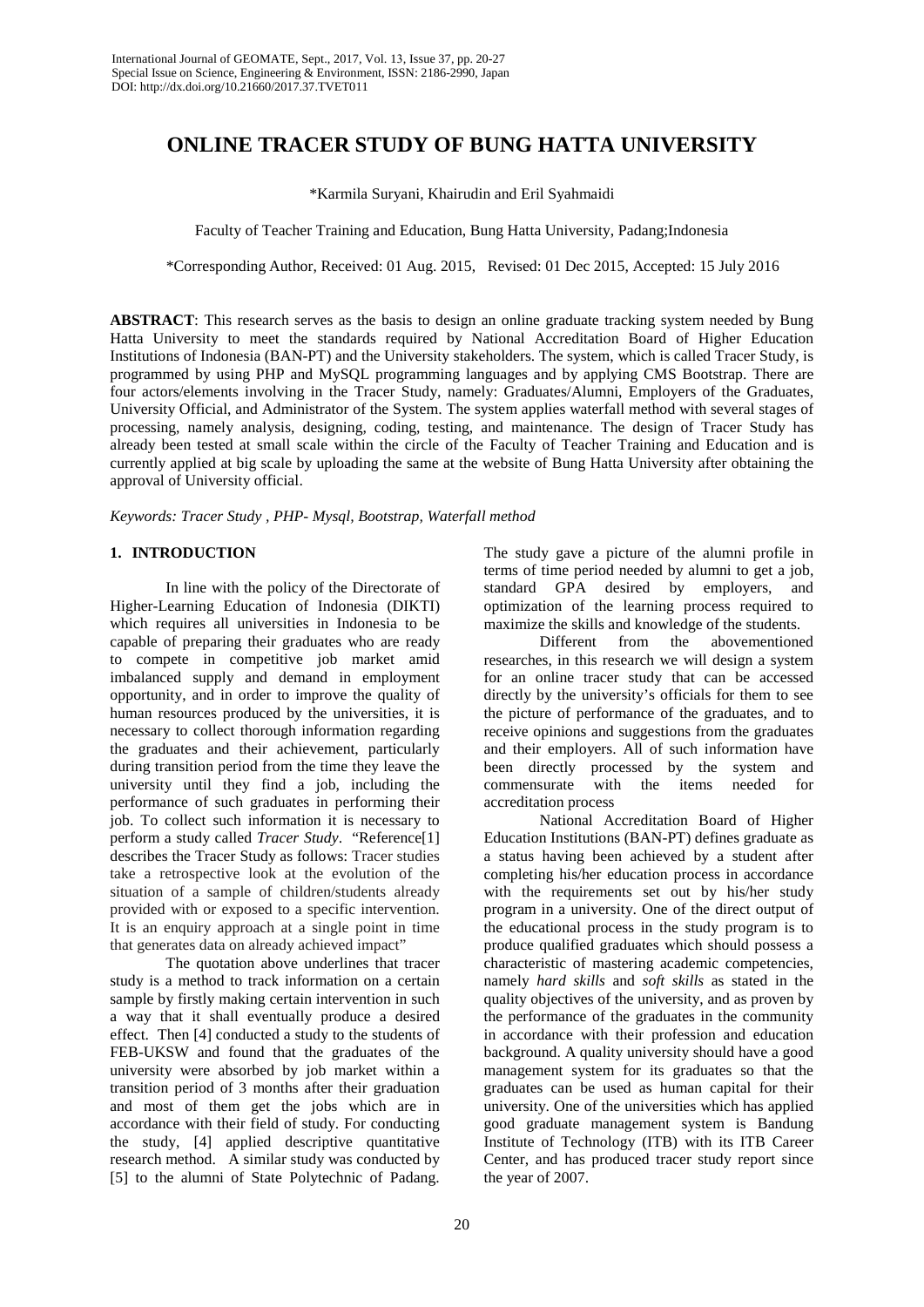# ONLINE TRACER STUDY OF BUNG HATTA UNIVERSITY

*Karmila Suryani, Khairudin and Eril Syahmaidi

Faculty of Teacher Training and Education, Bung Hatta University, Padang;Indonesia

*Corresponding Author, Received: 01 Aug. 2015, Revised: 01 Dec 2015, Accepted: 15 July 2016

**ABSTRACT**: This research serves as the basis to design an online graduate tracking system needed by Bung Hatta University to meet the standards required by National Accreditation Board of Higher Education Institutions of Indonesia (BAN-PT) and the University stakeholders. The system, which is called Tracer Study, is programmed by using PHP and MySQL programming languages and by applying CMS Bootstrap. There are four actors/elements involving in the Tracer Study, namely: Graduates/Alumni, Employers of the Graduates, University Official, and Administrator of the System. The system applies waterfall method with several stages of processing, namely analysis, designing, coding, testing, and maintenance. The design of Tracer Study has already been tested at small scale within the circle of the Faculty of Teacher Training and Education and is currently applied at big scale by uploading the same at the website of Bung Hatta University after obtaining the approval of University official.

*Keywords: Tracer Study , PHP- Mysql, Bootstrap, Waterfall method*

## 1. INTRODUCTION

In line with the policy of the Directorate of Higher-Learning Education of Indonesia (DIKTI) which requires all universities in Indonesia to be capable of preparing their graduates who are ready to compete in competitive job market amid imbalanced supply and demand in employment opportunity, and in order to improve the quality of human resources produced by the universities, it is necessary to collect thorough information regarding the graduates and their achievement, particularly during transition period from the time they leave the university until they find a job, including the performance of such graduates in performing their job. To collect such information it is necessary to perform a study called *Tracer Study*. "Reference[1] describes the Tracer Study as follows: Tracer studies take a retrospective look at the evolution of the situation of a sample of children/students already provided with or exposed to a specific intervention. It is an enquiry approach at a single point in time that generates data on already achieved impact"

The quotation above underlines that tracer study is a method to track information on a certain sample by firstly making certain intervention in such a way that it shall eventually produce a desired effect. Then [4] conducted a study to the students of FEB-UKSW and found that the graduates of the university were absorbed by job market within a transition period of 3 months after their graduation and most of them get the jobs which are in accordance with their field of study. For conducting the study, [4] applied descriptive quantitative research method. A similar study was conducted by [5] to the alumni of State Polytechnic of Padang. The study gave a picture of the alumni profile in terms of time period needed by alumni to get a job, standard GPA desired by employers, and optimization of the learning process required to maximize the skills and knowledge of the students.

Different from the abovementioned researches, in this research we will design a system for an online tracer study that can be accessed directly by the university's officials for them to see the picture of performance of the graduates, and to receive opinions and suggestions from the graduates and their employers. All of such information have been directly processed by the system and commensurate with the items needed for accreditation process

National Accreditation Board of Higher Education Institutions (BAN-PT) defines graduate as a status having been achieved by a student after completing his/her education process in accordance with the requirements set out by his/her study program in a university. One of the direct output of the educational process in the study program is to produce qualified graduates which should possess a characteristic of mastering academic competencies, namely *hard skills* and *soft skills* as stated in the quality objectives of the university, and as proven by the performance of the graduates in the community in accordance with their profession and education background. A quality university should have a good management system for its graduates so that the graduates can be used as human capital for their university. One of the universities which has applied good graduate management system is Bandung Institute of Technology (ITB) with its ITB Career Center, and has produced tracer study report since the year of 2007.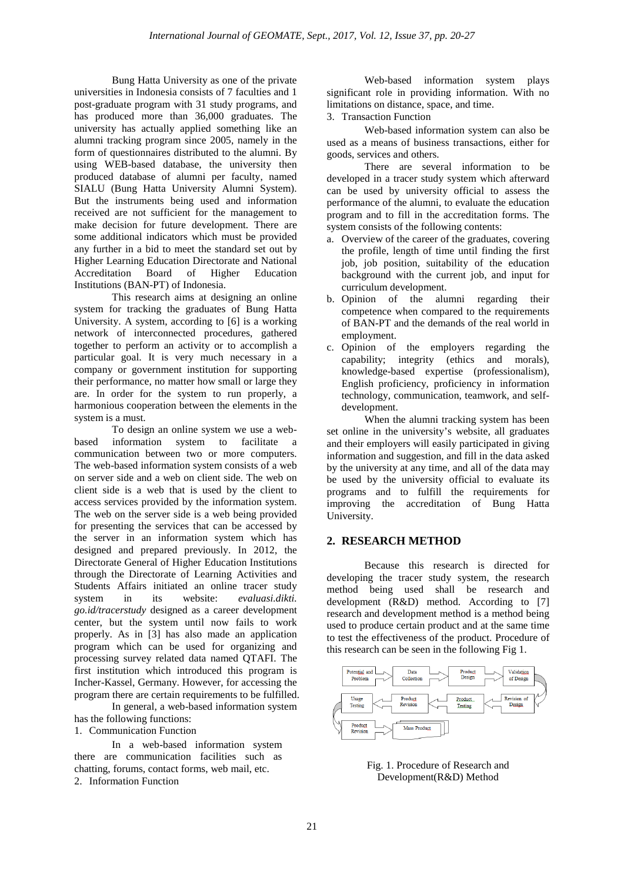Bung Hatta University as one of the private universities in Indonesia consists of 7 faculties and 1 post-graduate program with 31 study programs, and has produced more than 36,000 graduates. The university has actually applied something like an alumni tracking program since 2005, namely in the form of questionnaires distributed to the alumni. By using WEB-based database, the university then produced database of alumni per faculty, named SIALU (Bung Hatta University Alumni System). But the instruments being used and information received are not sufficient for the management to make decision for future development. There are some additional indicators which must be provided any further in a bid to meet the standard set out by Higher Learning Education Directorate and National Accreditation Board of Higher Education Institutions (BAN-PT) of Indonesia.

This research aims at designing an online system for tracking the graduates of Bung Hatta University. A system, according to [6] is a working network of interconnected procedures, gathered together to perform an activity or to accomplish a particular goal. It is very much necessary in a company or government institution for supporting their performance, no matter how small or large they are. In order for the system to run properly, a harmonious cooperation between the elements in the system is a must.

To design an online system we use a web-based information system to facilitate a communication between two or more computers. The web-based information system consists of a web on server side and a web on client side. The web on client side is a web that is used by the client to access services provided by the information system. The web on the server side is a web being provided for presenting the services that can be accessed by the server in an information system which has designed and prepared previously. In 2012, the Directorate General of Higher Education Institutions through the Directorate of Learning Activities and Students Affairs initiated an online tracer study system in its website: *evaluasi.dikti.go.id/tracerstudy* designed as a career development center, but the system until now fails to work properly. As in [3] has also made an application program which can be used for organizing and processing survey related data named QTAFI. The first institution which introduced this program is Incher-Kassel, Germany. However, for accessing the program there are certain requirements to be fulfilled.

In general, a web-based information system has the following functions:

1. Communication Function

In a web-based information system there are communication facilities such as chatting, forums, contact forms, web mail, etc.

2. Information Function

Web-based information system plays significant role in providing information. With no limitations on distance, space, and time.

3. Transaction Function

Web-based information system can also be used as a means of business transactions, either for goods, services and others.

There are several information to be developed in a tracer study system which afterward can be used by university official to assess the performance of the alumni, to evaluate the education program and to fill in the accreditation forms. The system consists of the following contents:

a. Overview of the career of the graduates, covering the profile, length of time until finding the first job, job position, suitability of the education background with the current job, and input for curriculum development.
b. Opinion of the alumni regarding their competence when compared to the requirements of BAN-PT and the demands of the real world in employment.
c. Opinion of the employers regarding the capability; integrity (ethics and morals), knowledge-based expertise (professionalism), English proficiency, proficiency in information technology, communication, teamwork, and self-development.

When the alumni tracking system has been set online in the university's website, all graduates and their employers will easily participated in giving information and suggestion, and fill in the data asked by the university at any time, and all of the data may be used by the university official to evaluate its programs and to fulfill the requirements for improving the accreditation of Bung Hatta University.

## 2. RESEARCH METHOD

Because this research is directed for developing the tracer study system, the research method being used shall be research and development (R&D) method. According to [7] research and development method is a method being used to produce certain product and at the same time to test the effectiveness of the product. Procedure of this research can be seen in the following Fig 1.

Potential and Problem → Data Collection → Product Design → Validation of Design → Revision of Design → Product Testing → Product Revision → Usage Testing → Product Revision → Mass Product

Fig. 1. Procedure of Research and Development(R&D) Method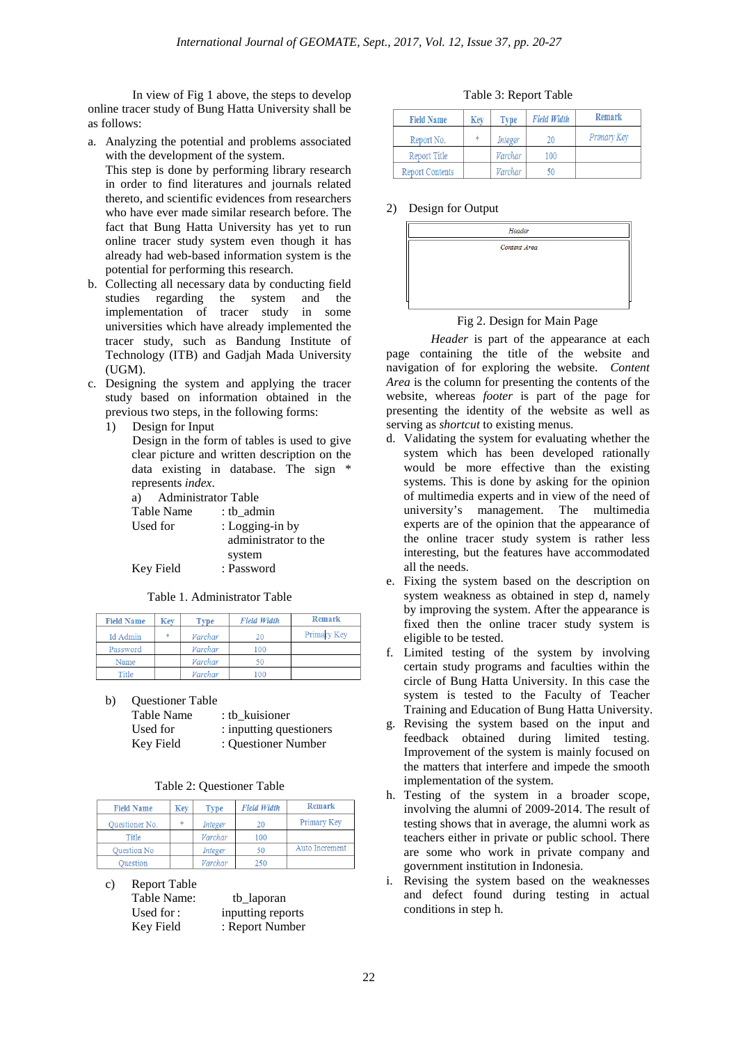In view of Fig 1 above, the steps to develop online tracer study of Bung Hatta University shall be as follows:

a. Analyzing the potential and problems associated with the development of the system.
   This step is done by performing library research in order to find literatures and journals related thereto, and scientific evidences from researchers who have ever made similar research before. The fact that Bung Hatta University has yet to run online tracer study system even though it has already had web-based information system is the potential for performing this research.
b. Collecting all necessary data by conducting field studies regarding the system and the implementation of tracer study in some universities which have already implemented the tracer study, such as Bandung Institute of Technology (ITB) and Gadjah Mada University (UGM).
c. Designing the system and applying the tracer study based on information obtained in the previous two steps, in the following forms:
   1) Design for Input
      Design in the form of tables is used to give clear picture and written description on the data existing in database. The sign * represents *index*.
      a) Administrator Table
         Table Name : tb_admin
         Used for : Logging-in by administrator to the system
         Key Field : Password

Table 1. Administrator Table

| Field Name | Key | Type | Field Width | Remark |
|---|---|---|---|---|
| Id Admin | * | Varchar | 20 | Primary Key |
| Password | | Varchar | 100 | |
| Name | | Varchar | 50 | |
| Title | | Varchar | 100 | |

      b) Questioner Table
         Table Name : tb_kuisioner
         Used for : inputting questioners
         Key Field : Questioner Number

Table 2: Questioner Table

| Field Name | Key | Type | Field Width | Remark |
|---|---|---|---|---|
| Questioner No. | * | Integer | 20 | Primary Key |
| Title | | Varchar | 100 | |
| Question No | | Integer | 50 | Auto Increment |
| Question | | Varchar | 250 | |

      c) Report Table
         Table Name: tb_laporan
         Used for : inputting reports
         Key Field : Report Number

Table 3: Report Table

| Field Name | Key | Type | Field Width | Remark |
|---|---|---|---|---|
| Report No. | * | Integer | 20 | Primary Key |
| Report Title | | Varchar | 100 | |
| Report Contents | | Varchar | 50 | |

   2) Design for Output

| Header |
|---|
| Content Area |

Fig 2. Design for Main Page

*Header* is part of the appearance at each page containing the title of the website and navigation of for exploring the website. *Content Area* is the column for presenting the contents of the website, whereas *footer* is part of the page for presenting the identity of the website as well as serving as *shortcut* to existing menus.

d. Validating the system for evaluating whether the system which has been developed rationally would be more effective than the existing systems. This is done by asking for the opinion of multimedia experts and in view of the need of university's management. The multimedia experts are of the opinion that the appearance of the online tracer study system is rather less interesting, but the features have accommodated all the needs.
e. Fixing the system based on the description on system weakness as obtained in step d, namely by improving the system. After the appearance is fixed then the online tracer study system is eligible to be tested.
f. Limited testing of the system by involving certain study programs and faculties within the circle of Bung Hatta University. In this case the system is tested to the Faculty of Teacher Training and Education of Bung Hatta University.
g. Revising the system based on the input and feedback obtained during limited testing. Improvement of the system is mainly focused on the matters that interfere and impede the smooth implementation of the system.
h. Testing of the system in a broader scope, involving the alumni of 2009-2014. The result of testing shows that in average, the alumni work as teachers either in private or public school. There are some who work in private company and government institution in Indonesia.
i. Revising the system based on the weaknesses and defect found during testing in actual conditions in step h.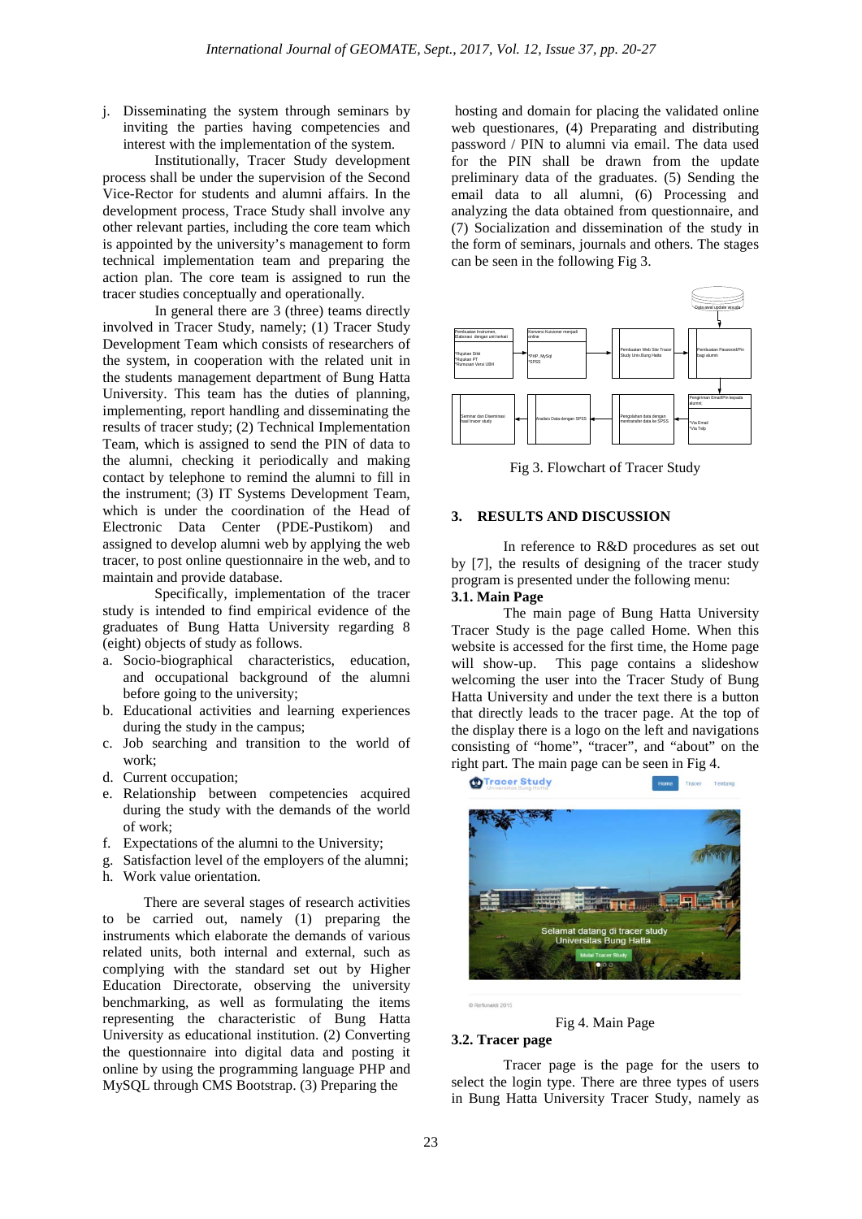j. Disseminating the system through seminars by inviting the parties having competencies and interest with the implementation of the system.

Institutionally, Tracer Study development process shall be under the supervision of the Second Vice-Rector for students and alumni affairs. In the development process, Trace Study shall involve any other relevant parties, including the core team which is appointed by the university's management to form technical implementation team and preparing the action plan. The core team is assigned to run the tracer studies conceptually and operationally.

In general there are 3 (three) teams directly involved in Tracer Study, namely; (1) Tracer Study Development Team which consists of researchers of the system, in cooperation with the related unit in the students management department of Bung Hatta University. This team has the duties of planning, implementing, report handling and disseminating the results of tracer study; (2) Technical Implementation Team, which is assigned to send the PIN of data to the alumni, checking it periodically and making contact by telephone to remind the alumni to fill in the instrument; (3) IT Systems Development Team, which is under the coordination of the Head of Electronic Data Center (PDE-Pustikom) and assigned to develop alumni web by applying the web tracer, to post online questionnaire in the web, and to maintain and provide database.

Specifically, implementation of the tracer study is intended to find empirical evidence of the graduates of Bung Hatta University regarding 8 (eight) objects of study as follows.

a. Socio-biographical characteristics, education, and occupational background of the alumni before going to the university;
b. Educational activities and learning experiences during the study in the campus;
c. Job searching and transition to the world of work;
d. Current occupation;
e. Relationship between competencies acquired during the study with the demands of the world of work;
f. Expectations of the alumni to the University;
g. Satisfaction level of the employers of the alumni;
h. Work value orientation.

There are several stages of research activities to be carried out, namely (1) preparing the instruments which elaborate the demands of various related units, both internal and external, such as complying with the standard set out by Higher Education Directorate, observing the university benchmarking, as well as formulating the items representing the characteristic of Bung Hatta University as educational institution. (2) Converting the questionnaire into digital data and posting it online by using the programming language PHP and MySQL through CMS Bootstrap. (3) Preparing the hosting and domain for placing the validated online web questionares, (4) Preparating and distributing password / PIN to alumni via email. The data used for the PIN shall be drawn from the update preliminary data of the graduates. (5) Sending the email data to all alumni, (6) Processing and analyzing the data obtained from questionnaire, and (7) Socialization and dissemination of the study in the form of seminars, journals and others. The stages can be seen in the following Fig 3.

Fig 3. Flowchart of Tracer Study

## 3. RESULTS AND DISCUSSION

In reference to R&D procedures as set out by [7], the results of designing of the tracer study program is presented under the following menu:

### 3.1. Main Page

The main page of Bung Hatta University Tracer Study is the page called Home. When this website is accessed for the first time, the Home page will show-up. This page contains a slideshow welcoming the user into the Tracer Study of Bung Hatta University and under the text there is a button that directly leads to the tracer page. At the top of the display there is a logo on the left and navigations consisting of "home", "tracer", and "about" on the right part. The main page can be seen in Fig 4.

Fig 4. Main Page

### 3.2. Tracer page

Tracer page is the page for the users to select the login type. There are three types of users in Bung Hatta University Tracer Study, namely as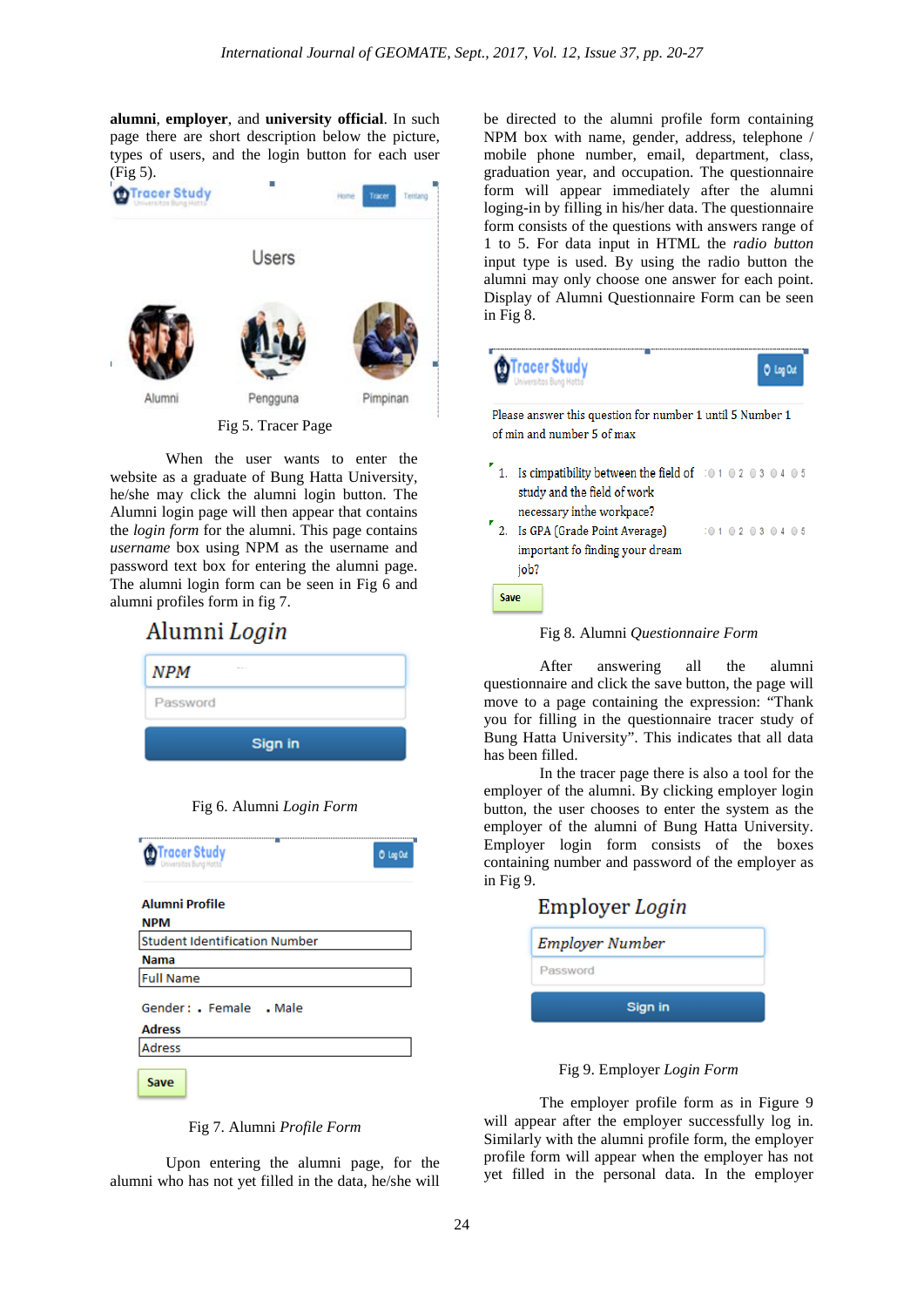**alumni**, **employer**, and **university official**. In such page there are short description below the picture, types of users, and the login button for each user (Fig 5).

Fig 5. Tracer Page

When the user wants to enter the website as a graduate of Bung Hatta University, he/she may click the alumni login button. The Alumni login page will then appear that contains the *login form* for the alumni. This page contains *username* box using NPM as the username and password text box for entering the alumni page. The alumni login form can be seen in Fig 6 and alumni profiles form in fig 7.

Fig 6. Alumni *Login Form*

Fig 7. Alumni *Profile Form*

Upon entering the alumni page, for the alumni who has not yet filled in the data, he/she will be directed to the alumni profile form containing NPM box with name, gender, address, telephone / mobile phone number, email, department, class, graduation year, and occupation. The questionnaire form will appear immediately after the alumni loging-in by filling in his/her data. The questionnaire form consists of the questions with answers range of 1 to 5. For data input in HTML the *radio button* input type is used. By using the radio button the alumni may only choose one answer for each point. Display of Alumni Questionnaire Form can be seen in Fig 8.

Fig 8. Alumni *Questionnaire Form*

After answering all the alumni questionnaire and click the save button, the page will move to a page containing the expression: "Thank you for filling in the questionnaire tracer study of Bung Hatta University". This indicates that all data has been filled.

In the tracer page there is also a tool for the employer of the alumni. By clicking employer login button, the user chooses to enter the system as the employer of the alumni of Bung Hatta University. Employer login form consists of the boxes containing number and password of the employer as in Fig 9.

Fig 9. Employer *Login Form*

The employer profile form as in Figure 9 will appear after the employer successfully log in. Similarly with the alumni profile form, the employer profile form will appear when the employer has not yet filled in the personal data. In the employer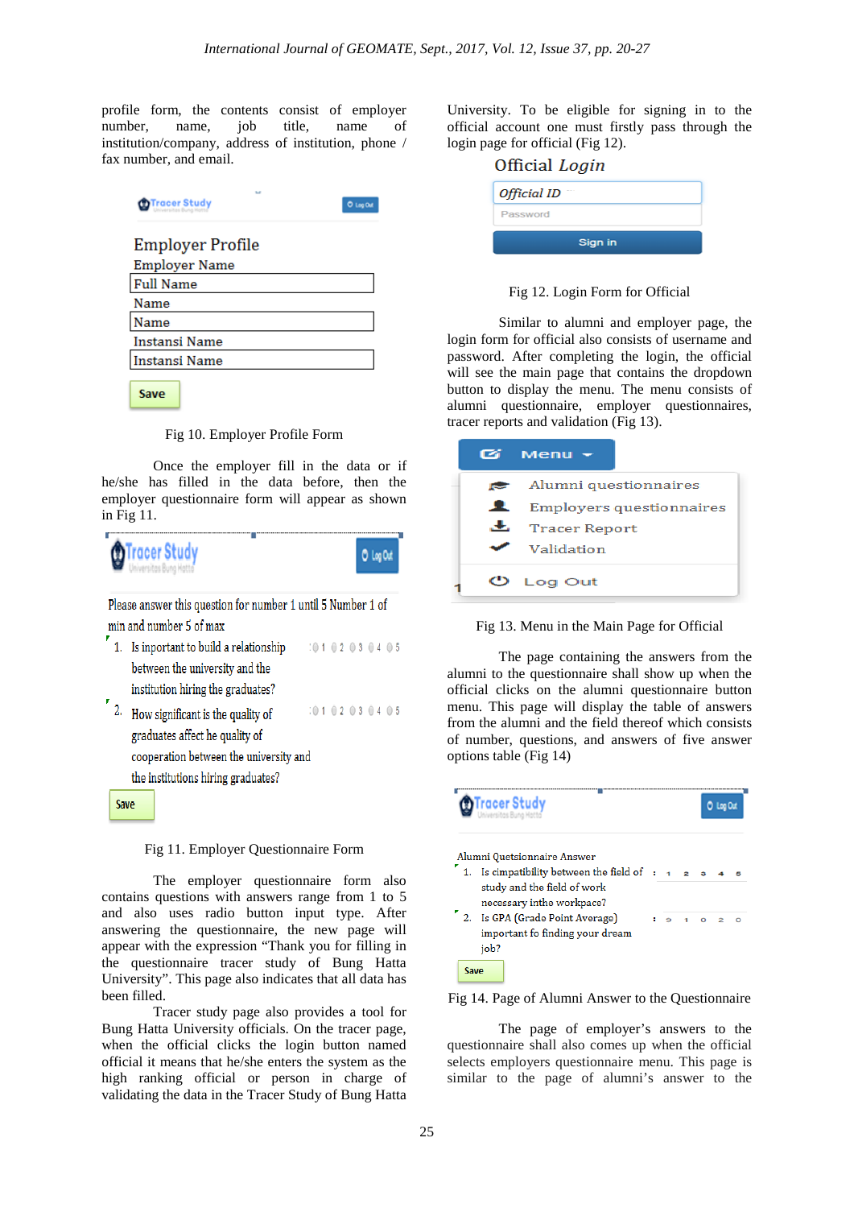profile form, the contents consist of employer number, name, job title, name of institution/company, address of institution, phone / fax number, and email.

Fig 10. Employer Profile Form

Once the employer fill in the data or if he/she has filled in the data before, then the employer questionnaire form will appear as shown in Fig 11.

Fig 11. Employer Questionnaire Form

The employer questionnaire form also contains questions with answers range from 1 to 5 and also uses radio button input type. After answering the questionnaire, the new page will appear with the expression "Thank you for filling in the questionnaire tracer study of Bung Hatta University". This page also indicates that all data has been filled.

Tracer study page also provides a tool for Bung Hatta University officials. On the tracer page, when the official clicks the login button named official it means that he/she enters the system as the high ranking official or person in charge of validating the data in the Tracer Study of Bung Hatta University. To be eligible for signing in to the official account one must firstly pass through the login page for official (Fig 12).

Fig 12. Login Form for Official

Similar to alumni and employer page, the login form for official also consists of username and password. After completing the login, the official will see the main page that contains the dropdown button to display the menu. The menu consists of alumni questionnaire, employer questionnaires, tracer reports and validation (Fig 13).

Fig 13. Menu in the Main Page for Official

The page containing the answers from the alumni to the questionnaire shall show up when the official clicks on the alumni questionnaire button menu. This page will display the table of answers from the alumni and the field thereof which consists of number, questions, and answers of five answer options table (Fig 14)

Fig 14. Page of Alumni Answer to the Questionnaire

The page of employer's answers to the questionnaire shall also comes up when the official selects employers questionnaire menu. This page is similar to the page of alumni's answer to the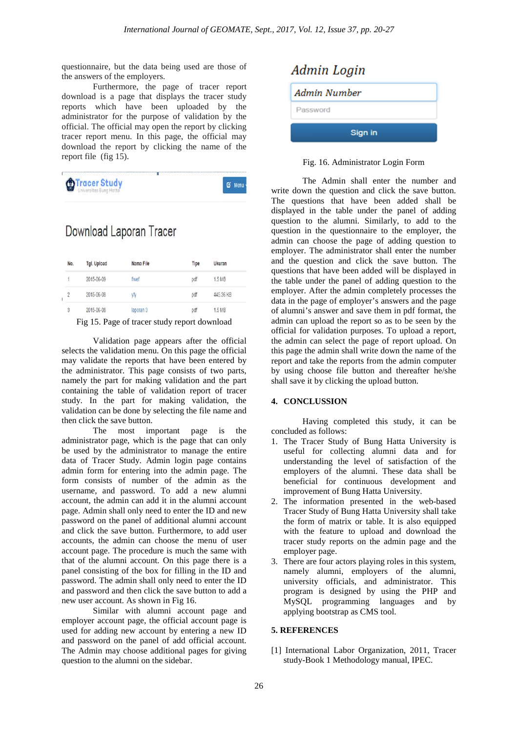questionnaire, but the data being used are those of the answers of the employers.

Furthermore, the page of tracer report download is a page that displays the tracer study reports which have been uploaded by the administrator for the purpose of validation by the official. The official may open the report by clicking tracer report menu. In this page, the official may download the report by clicking the name of the report file (fig 15).

Fig 15. Page of tracer study report download

Validation page appears after the official selects the validation menu. On this page the official may validate the reports that have been entered by the administrator. This page consists of two parts, namely the part for making validation and the part containing the table of validation report of tracer study. In the part for making validation, the validation can be done by selecting the file name and then click the save button.

The most important page is the administrator page, which is the page that can only be used by the administrator to manage the entire data of Tracer Study. Admin login page contains admin form for entering into the admin page. The form consists of number of the admin as the username, and password. To add a new alumni account, the admin can add it in the alumni account page. Admin shall only need to enter the ID and new password on the panel of additional alumni account and click the save button. Furthermore, to add user accounts, the admin can choose the menu of user account page. The procedure is much the same with that of the alumni account. On this page there is a panel consisting of the box for filling in the ID and password. The admin shall only need to enter the ID and password and then click the save button to add a new user account. As shown in Fig 16.

Similar with alumni account page and employer account page, the official account page is used for adding new account by entering a new ID and password on the panel of add official account. The Admin may choose additional pages for giving question to the alumni on the sidebar.

Fig. 16. Administrator Login Form

The Admin shall enter the number and write down the question and click the save button. The questions that have been added shall be displayed in the table under the panel of adding question to the alumni. Similarly, to add to the question in the questionnaire to the employer, the admin can choose the page of adding question to employer. The administrator shall enter the number and the question and click the save button. The questions that have been added will be displayed in the table under the panel of adding question to the employer. After the admin completely processes the data in the page of employer's answers and the page of alumni's answer and save them in pdf format, the admin can upload the report so as to be seen by the official for validation purposes. To upload a report, the admin can select the page of report upload. On this page the admin shall write down the name of the report and take the reports from the admin computer by using choose file button and thereafter he/she shall save it by clicking the upload button.

## 4. CONCLUSSION

Having completed this study, it can be concluded as follows:

1. The Tracer Study of Bung Hatta University is useful for collecting alumni data and for understanding the level of satisfaction of the employers of the alumni. These data shall be beneficial for continuous development and improvement of Bung Hatta University.
2. The information presented in the web-based Tracer Study of Bung Hatta University shall take the form of matrix or table. It is also equipped with the feature to upload and download the tracer study reports on the admin page and the employer page.
3. There are four actors playing roles in this system, namely alumni, employers of the alumni, university officials, and administrator. This program is designed by using the PHP and MySQL programming languages and by applying bootstrap as CMS tool.

## 5. REFERENCES

[1] International Labor Organization, 2011, Tracer study-Book 1 Methodology manual, IPEC.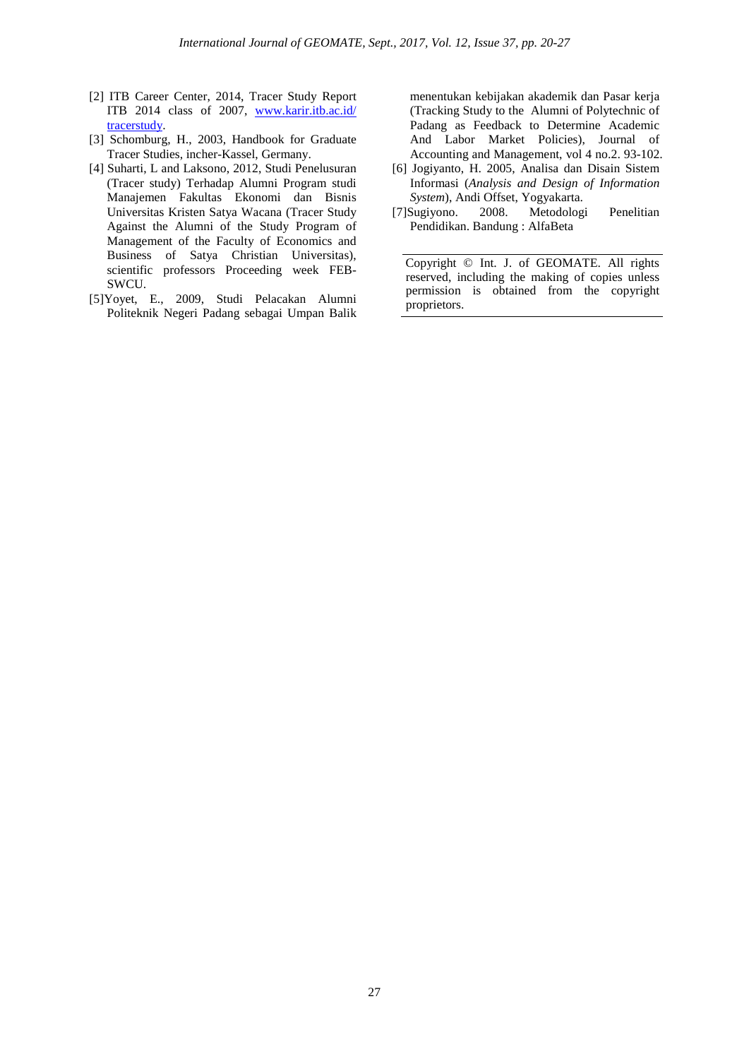[2] ITB Career Center, 2014, Tracer Study Report ITB 2014 class of 2007, www.karir.itb.ac.id/tracerstudy.

[3] Schomburg, H., 2003, Handbook for Graduate Tracer Studies, incher-Kassel, Germany.

[4] Suharti, L and Laksono, 2012, Studi Penelusuran (Tracer study) Terhadap Alumni Program studi Manajemen Fakultas Ekonomi dan Bisnis Universitas Kristen Satya Wacana (Tracer Study Against the Alumni of the Study Program of Management of the Faculty of Economics and Business of Satya Christian Universitas), scientific professors Proceeding week FEB-SWCU.

[5]Yoyet, E., 2009, Studi Pelacakan Alumni Politeknik Negeri Padang sebagai Umpan Balik menentukan kebijakan akademik dan Pasar kerja (Tracking Study to the Alumni of Polytechnic of Padang as Feedback to Determine Academic And Labor Market Policies), Journal of Accounting and Management, vol 4 no.2. 93-102.

[6] Jogiyanto, H. 2005, Analisa dan Disain Sistem Informasi (*Analysis and Design of Information System*), Andi Offset, Yogyakarta.

[7]Sugiyono. 2008. Metodologi Penelitian Pendidikan. Bandung : AlfaBeta

---

Copyright © Int. J. of GEOMATE. All rights reserved, including the making of copies unless permission is obtained from the copyright proprietors.

---